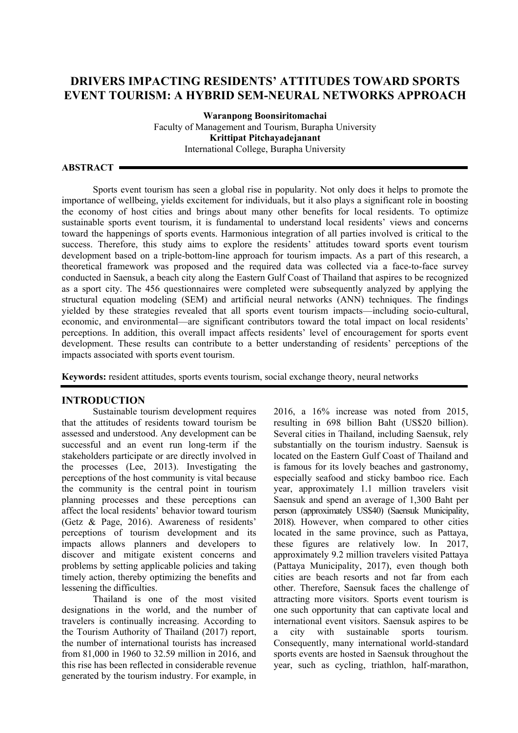# DRIVERS IMPACTING RESIDENTS' ATTITUDES TOWARD SPORTS EVENT TOURISM: A HYBRID SEM-NEURAL NETWORKS APPROACH

**Waranpong Boonsiritomachai**
Faculty of Management and Tourism, Burapha University
**Krittipat Pitchayadejanant**
International College, Burapha University

## ABSTRACT

Sports event tourism has seen a global rise in popularity. Not only does it helps to promote the importance of wellbeing, yields excitement for individuals, but it also plays a significant role in boosting the economy of host cities and brings about many other benefits for local residents. To optimize sustainable sports event tourism, it is fundamental to understand local residents' views and concerns toward the happenings of sports events. Harmonious integration of all parties involved is critical to the success. Therefore, this study aims to explore the residents' attitudes toward sports event tourism development based on a triple-bottom-line approach for tourism impacts. As a part of this research, a theoretical framework was proposed and the required data was collected via a face-to-face survey conducted in Saensuk, a beach city along the Eastern Gulf Coast of Thailand that aspires to be recognized as a sport city. The 456 questionnaires were completed were subsequently analyzed by applying the structural equation modeling (SEM) and artificial neural networks (ANN) techniques. The findings yielded by these strategies revealed that all sports event tourism impacts—including socio-cultural, economic, and environmental—are significant contributors toward the total impact on local residents' perceptions. In addition, this overall impact affects residents' level of encouragement for sports event development. These results can contribute to a better understanding of residents' perceptions of the impacts associated with sports event tourism.

**Keywords:** resident attitudes, sports events tourism, social exchange theory, neural networks

## INTRODUCTION

Sustainable tourism development requires that the attitudes of residents toward tourism be assessed and understood. Any development can be successful and an event run long-term if the stakeholders participate or are directly involved in the processes (Lee, 2013). Investigating the perceptions of the host community is vital because the community is the central point in tourism planning processes and these perceptions can affect the local residents' behavior toward tourism (Getz & Page, 2016). Awareness of residents' perceptions of tourism development and its impacts allows planners and developers to discover and mitigate existent concerns and problems by setting applicable policies and taking timely action, thereby optimizing the benefits and lessening the difficulties.

Thailand is one of the most visited designations in the world, and the number of travelers is continually increasing. According to the Tourism Authority of Thailand (2017) report, the number of international tourists has increased from 81,000 in 1960 to 32.59 million in 2016, and this rise has been reflected in considerable revenue generated by the tourism industry. For example, in 2016, a 16% increase was noted from 2015, resulting in 698 billion Baht (US$20 billion). Several cities in Thailand, including Saensuk, rely substantially on the tourism industry. Saensuk is located on the Eastern Gulf Coast of Thailand and is famous for its lovely beaches and gastronomy, especially seafood and sticky bamboo rice. Each year, approximately 1.1 million travelers visit Saensuk and spend an average of 1,300 Baht per person (approximately US$40) (Saensuk Municipality, 2018). However, when compared to other cities located in the same province, such as Pattaya, these figures are relatively low. In 2017, approximately 9.2 million travelers visited Pattaya (Pattaya Municipality, 2017), even though both cities are beach resorts and not far from each other. Therefore, Saensuk faces the challenge of attracting more visitors. Sports event tourism is one such opportunity that can captivate local and international event visitors. Saensuk aspires to be a city with sustainable sports tourism. Consequently, many international world-standard sports events are hosted in Saensuk throughout the year, such as cycling, triathlon, half-marathon,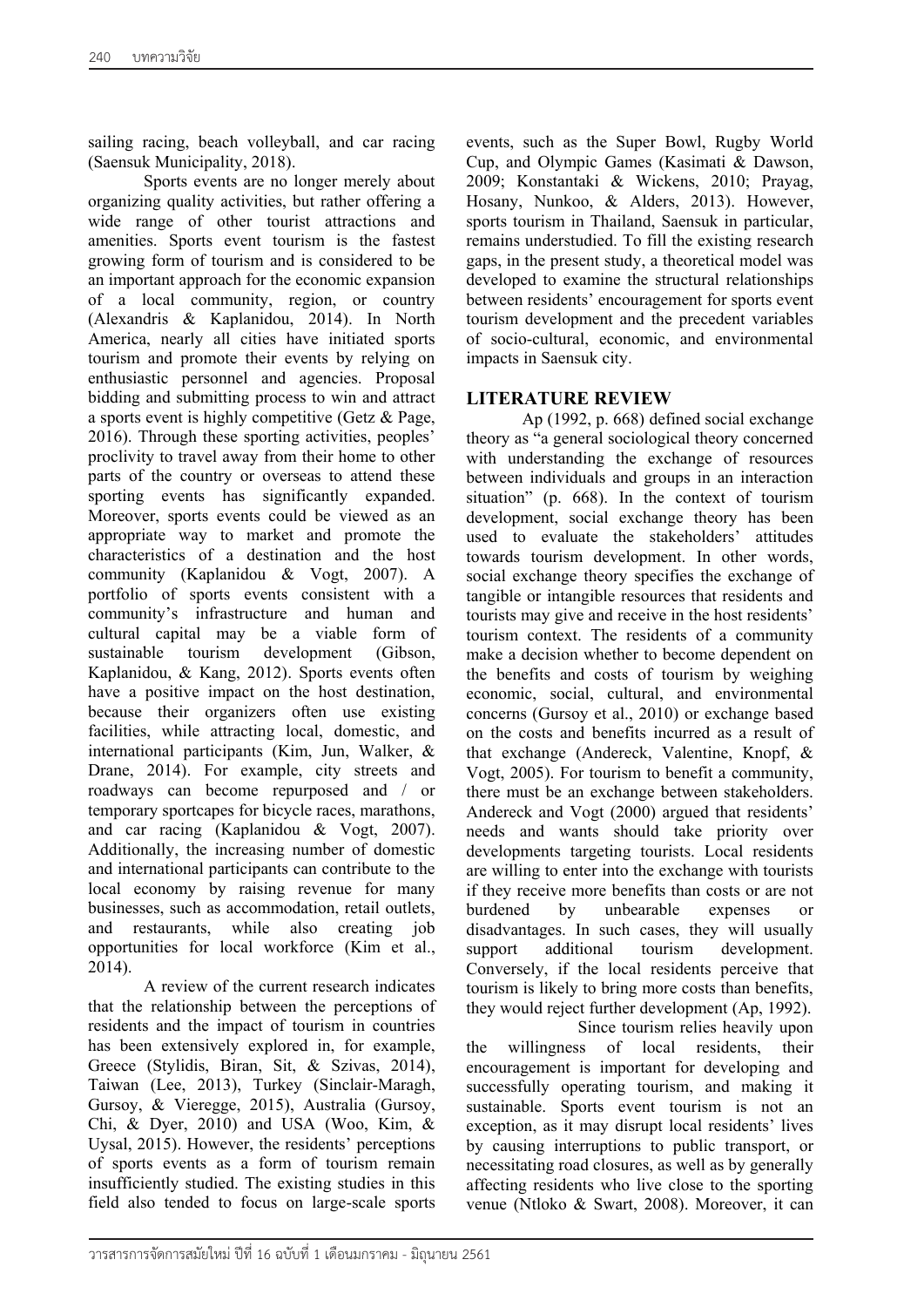sailing racing, beach volleyball, and car racing (Saensuk Municipality, 2018).

Sports events are no longer merely about organizing quality activities, but rather offering a wide range of other tourist attractions and amenities. Sports event tourism is the fastest growing form of tourism and is considered to be an important approach for the economic expansion of a local community, region, or country (Alexandris & Kaplanidou, 2014). In North America, nearly all cities have initiated sports tourism and promote their events by relying on enthusiastic personnel and agencies. Proposal bidding and submitting process to win and attract a sports event is highly competitive (Getz & Page, 2016). Through these sporting activities, peoples' proclivity to travel away from their home to other parts of the country or overseas to attend these sporting events has significantly expanded. Moreover, sports events could be viewed as an appropriate way to market and promote the characteristics of a destination and the host community (Kaplanidou & Vogt, 2007). A portfolio of sports events consistent with a community's infrastructure and human and cultural capital may be a viable form of sustainable tourism development (Gibson, Kaplanidou, & Kang, 2012). Sports events often have a positive impact on the host destination, because their organizers often use existing facilities, while attracting local, domestic, and international participants (Kim, Jun, Walker, & Drane, 2014). For example, city streets and roadways can become repurposed and / or temporary sportcapes for bicycle races, marathons, and car racing (Kaplanidou & Vogt, 2007). Additionally, the increasing number of domestic and international participants can contribute to the local economy by raising revenue for many businesses, such as accommodation, retail outlets, and restaurants, while also creating job opportunities for local workforce (Kim et al., 2014).

A review of the current research indicates that the relationship between the perceptions of residents and the impact of tourism in countries has been extensively explored in, for example, Greece (Stylidis, Biran, Sit, & Szivas, 2014), Taiwan (Lee, 2013), Turkey (Sinclair-Maragh, Gursoy, & Vieregge, 2015), Australia (Gursoy, Chi, & Dyer, 2010) and USA (Woo, Kim, & Uysal, 2015). However, the residents' perceptions of sports events as a form of tourism remain insufficiently studied. The existing studies in this field also tended to focus on large-scale sports events, such as the Super Bowl, Rugby World Cup, and Olympic Games (Kasimati & Dawson, 2009; Konstantaki & Wickens, 2010; Prayag, Hosany, Nunkoo, & Alders, 2013). However, sports tourism in Thailand, Saensuk in particular, remains understudied. To fill the existing research gaps, in the present study, a theoretical model was developed to examine the structural relationships between residents' encouragement for sports event tourism development and the precedent variables of socio-cultural, economic, and environmental impacts in Saensuk city.

## LITERATURE REVIEW

Ap (1992, p. 668) defined social exchange theory as "a general sociological theory concerned with understanding the exchange of resources between individuals and groups in an interaction situation" (p. 668). In the context of tourism development, social exchange theory has been used to evaluate the stakeholders' attitudes towards tourism development. In other words, social exchange theory specifies the exchange of tangible or intangible resources that residents and tourists may give and receive in the host residents' tourism context. The residents of a community make a decision whether to become dependent on the benefits and costs of tourism by weighing economic, social, cultural, and environmental concerns (Gursoy et al., 2010) or exchange based on the costs and benefits incurred as a result of that exchange (Andereck, Valentine, Knopf, & Vogt, 2005). For tourism to benefit a community, there must be an exchange between stakeholders. Andereck and Vogt (2000) argued that residents' needs and wants should take priority over developments targeting tourists. Local residents are willing to enter into the exchange with tourists if they receive more benefits than costs or are not burdened by unbearable expenses or disadvantages. In such cases, they will usually support additional tourism development. Conversely, if the local residents perceive that tourism is likely to bring more costs than benefits, they would reject further development (Ap, 1992).

Since tourism relies heavily upon the willingness of local residents, their encouragement is important for developing and successfully operating tourism, and making it sustainable. Sports event tourism is not an exception, as it may disrupt local residents' lives by causing interruptions to public transport, or necessitating road closures, as well as by generally affecting residents who live close to the sporting venue (Ntloko & Swart, 2008). Moreover, it can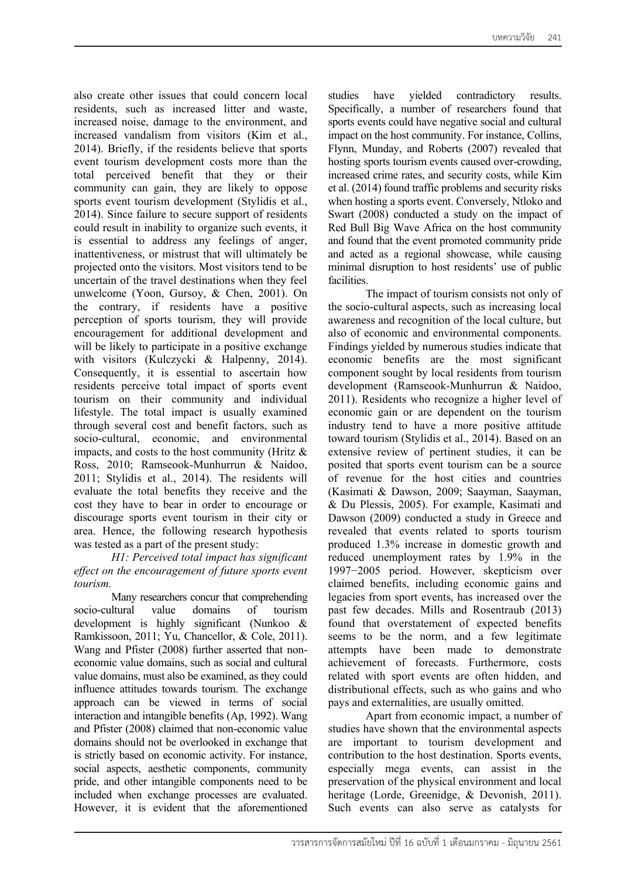also create other issues that could concern local residents, such as increased litter and waste, increased noise, damage to the environment, and increased vandalism from visitors (Kim et al., 2014). Briefly, if the residents believe that sports event tourism development costs more than the total perceived benefit that they or their community can gain, they are likely to oppose sports event tourism development (Stylidis et al., 2014). Since failure to secure support of residents could result in inability to organize such events, it is essential to address any feelings of anger, inattentiveness, or mistrust that will ultimately be projected onto the visitors. Most visitors tend to be uncertain of the travel destinations when they feel unwelcome (Yoon, Gursoy, & Chen, 2001). On the contrary, if residents have a positive perception of sports tourism, they will provide encouragement for additional development and will be likely to participate in a positive exchange with visitors (Kulczycki & Halpenny, 2014). Consequently, it is essential to ascertain how residents perceive total impact of sports event tourism on their community and individual lifestyle. The total impact is usually examined through several cost and benefit factors, such as socio-cultural, economic, and environmental impacts, and costs to the host community (Hritz & Ross, 2010; Ramseook-Munhurrun & Naidoo, 2011; Stylidis et al., 2014). The residents will evaluate the total benefits they receive and the cost they have to bear in order to encourage or discourage sports event tourism in their city or area. Hence, the following research hypothesis was tested as a part of the present study:

*H1: Perceived total impact has significant effect on the encouragement of future sports event tourism.*

Many researchers concur that comprehending socio-cultural value domains of tourism development is highly significant (Nunkoo & Ramkissoon, 2011; Yu, Chancellor, & Cole, 2011). Wang and Pfister (2008) further asserted that non-economic value domains, such as social and cultural value domains, must also be examined, as they could influence attitudes towards tourism. The exchange approach can be viewed in terms of social interaction and intangible benefits (Ap, 1992). Wang and Pfister (2008) claimed that non-economic value domains should not be overlooked in exchange that is strictly based on economic activity. For instance, social aspects, aesthetic components, community pride, and other intangible components need to be included when exchange processes are evaluated. However, it is evident that the aforementioned studies have yielded contradictory results. Specifically, a number of researchers found that sports events could have negative social and cultural impact on the host community. For instance, Collins, Flynn, Munday, and Roberts (2007) revealed that hosting sports tourism events caused over-crowding, increased crime rates, and security costs, while Kim et al. (2014) found traffic problems and security risks when hosting a sports event. Conversely, Ntloko and Swart (2008) conducted a study on the impact of Red Bull Big Wave Africa on the host community and found that the event promoted community pride and acted as a regional showcase, while causing minimal disruption to host residents' use of public facilities.

The impact of tourism consists not only of the socio-cultural aspects, such as increasing local awareness and recognition of the local culture, but also of economic and environmental components. Findings yielded by numerous studies indicate that economic benefits are the most significant component sought by local residents from tourism development (Ramseook-Munhurrun & Naidoo, 2011). Residents who recognize a higher level of economic gain or are dependent on the tourism industry tend to have a more positive attitude toward tourism (Stylidis et al., 2014). Based on an extensive review of pertinent studies, it can be posited that sports event tourism can be a source of revenue for the host cities and countries (Kasimati & Dawson, 2009; Saayman, Saayman, & Du Plessis, 2005). For example, Kasimati and Dawson (2009) conducted a study in Greece and revealed that events related to sports tourism produced 1.3% increase in domestic growth and reduced unemployment rates by 1.9% in the 1997−2005 period. However, skepticism over claimed benefits, including economic gains and legacies from sport events, has increased over the past few decades. Mills and Rosentraub (2013) found that overstatement of expected benefits seems to be the norm, and a few legitimate attempts have been made to demonstrate achievement of forecasts. Furthermore, costs related with sport events are often hidden, and distributional effects, such as who gains and who pays and externalities, are usually omitted.

Apart from economic impact, a number of studies have shown that the environmental aspects are important to tourism development and contribution to the host destination. Sports events, especially mega events, can assist in the preservation of the physical environment and local heritage (Lorde, Greenidge, & Devonish, 2011). Such events can also serve as catalysts for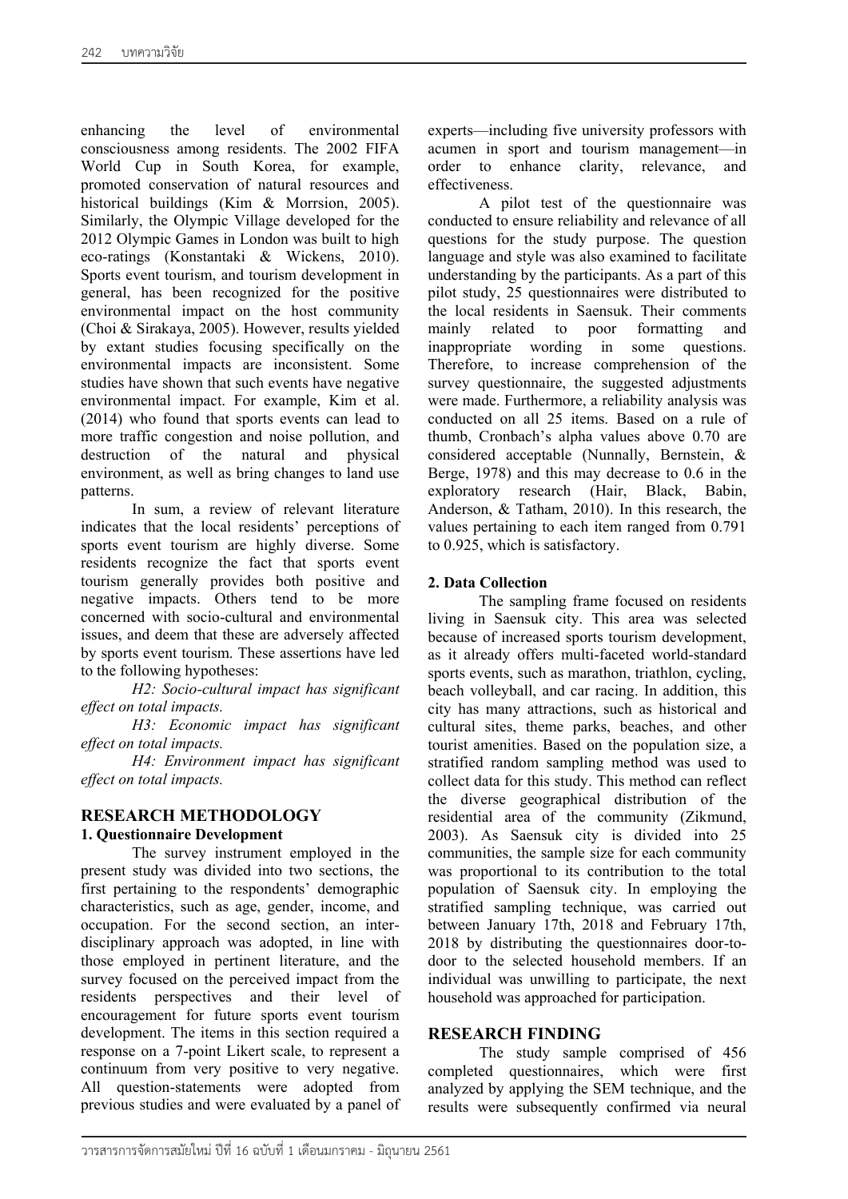enhancing the level of environmental consciousness among residents. The 2002 FIFA World Cup in South Korea, for example, promoted conservation of natural resources and historical buildings (Kim & Morrsion, 2005). Similarly, the Olympic Village developed for the 2012 Olympic Games in London was built to high eco-ratings (Konstantaki & Wickens, 2010). Sports event tourism, and tourism development in general, has been recognized for the positive environmental impact on the host community (Choi & Sirakaya, 2005). However, results yielded by extant studies focusing specifically on the environmental impacts are inconsistent. Some studies have shown that such events have negative environmental impact. For example, Kim et al. (2014) who found that sports events can lead to more traffic congestion and noise pollution, and destruction of the natural and physical environment, as well as bring changes to land use patterns.

In sum, a review of relevant literature indicates that the local residents' perceptions of sports event tourism are highly diverse. Some residents recognize the fact that sports event tourism generally provides both positive and negative impacts. Others tend to be more concerned with socio-cultural and environmental issues, and deem that these are adversely affected by sports event tourism. These assertions have led to the following hypotheses:

*H2: Socio-cultural impact has significant effect on total impacts.*

*H3: Economic impact has significant effect on total impacts.*

*H4: Environment impact has significant effect on total impacts.*

## RESEARCH METHODOLOGY

### 1. Questionnaire Development

The survey instrument employed in the present study was divided into two sections, the first pertaining to the respondents' demographic characteristics, such as age, gender, income, and occupation. For the second section, an inter-disciplinary approach was adopted, in line with those employed in pertinent literature, and the survey focused on the perceived impact from the residents perspectives and their level of encouragement for future sports event tourism development. The items in this section required a response on a 7-point Likert scale, to represent a continuum from very positive to very negative. All question-statements were adopted from previous studies and were evaluated by a panel of experts—including five university professors with acumen in sport and tourism management—in order to enhance clarity, relevance, and effectiveness.

A pilot test of the questionnaire was conducted to ensure reliability and relevance of all questions for the study purpose. The question language and style was also examined to facilitate understanding by the participants. As a part of this pilot study, 25 questionnaires were distributed to the local residents in Saensuk. Their comments mainly related to poor formatting and inappropriate wording in some questions. Therefore, to increase comprehension of the survey questionnaire, the suggested adjustments were made. Furthermore, a reliability analysis was conducted on all 25 items. Based on a rule of thumb, Cronbach's alpha values above 0.70 are considered acceptable (Nunnally, Bernstein, & Berge, 1978) and this may decrease to 0.6 in the exploratory research (Hair, Black, Babin, Anderson, & Tatham, 2010). In this research, the values pertaining to each item ranged from 0.791 to 0.925, which is satisfactory.

### 2. Data Collection

The sampling frame focused on residents living in Saensuk city. This area was selected because of increased sports tourism development, as it already offers multi-faceted world-standard sports events, such as marathon, triathlon, cycling, beach volleyball, and car racing. In addition, this city has many attractions, such as historical and cultural sites, theme parks, beaches, and other tourist amenities. Based on the population size, a stratified random sampling method was used to collect data for this study. This method can reflect the diverse geographical distribution of the residential area of the community (Zikmund, 2003). As Saensuk city is divided into 25 communities, the sample size for each community was proportional to its contribution to the total population of Saensuk city. In employing the stratified sampling technique, was carried out between January 17th, 2018 and February 17th, 2018 by distributing the questionnaires door-to-door to the selected household members. If an individual was unwilling to participate, the next household was approached for participation.

## RESEARCH FINDING

The study sample comprised of 456 completed questionnaires, which were first analyzed by applying the SEM technique, and the results were subsequently confirmed via neural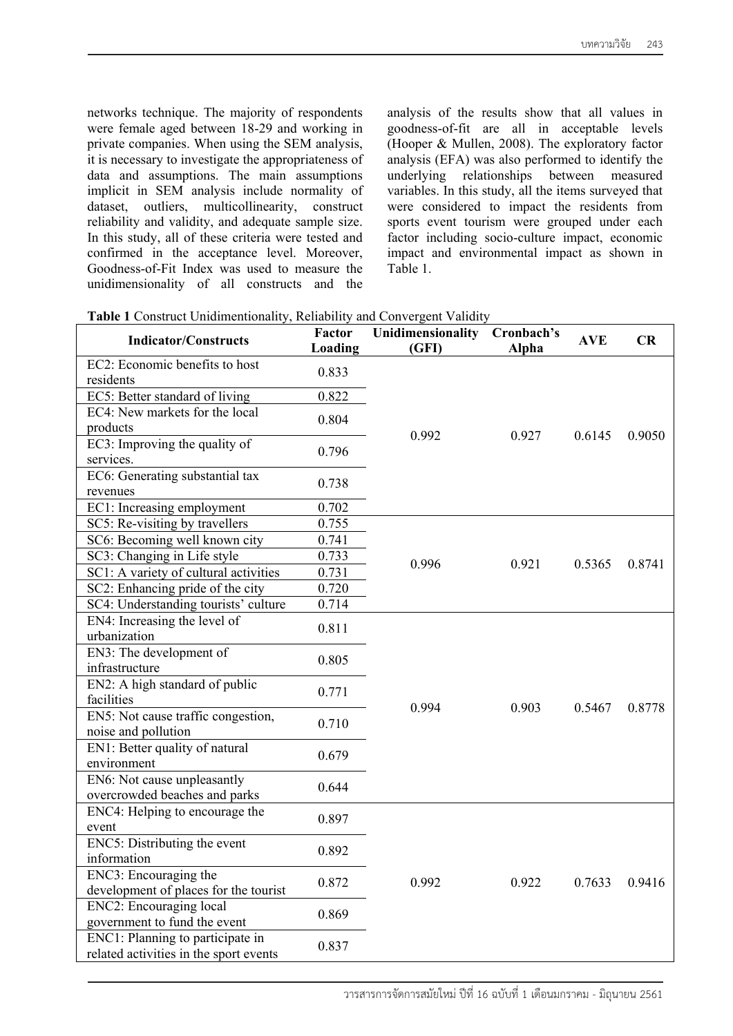networks technique. The majority of respondents were female aged between 18-29 and working in private companies. When using the SEM analysis, it is necessary to investigate the appropriateness of data and assumptions. The main assumptions implicit in SEM analysis include normality of dataset, outliers, multicollinearity, construct reliability and validity, and adequate sample size. In this study, all of these criteria were tested and confirmed in the acceptance level. Moreover, Goodness-of-Fit Index was used to measure the unidimensionality of all constructs and the analysis of the results show that all values in goodness-of-fit are all in acceptable levels (Hooper & Mullen, 2008). The exploratory factor analysis (EFA) was also performed to identify the underlying relationships between measured variables. In this study, all the items surveyed that were considered to impact the residents from sports event tourism were grouped under each factor including socio-culture impact, economic impact and environmental impact as shown in Table 1.

**Table 1** Construct Unidimentionality, Reliability and Convergent Validity

| Indicator/Constructs | Factor Loading | Unidimensionality (GFI) | Cronbach's Alpha | AVE | CR |
|---|---|---|---|---|---|
| EC2: Economic benefits to host residents | 0.833 | 0.992 | 0.927 | 0.6145 | 0.9050 |
| EC5: Better standard of living | 0.822 | | | | |
| EC4: New markets for the local products | 0.804 | | | | |
| EC3: Improving the quality of services. | 0.796 | | | | |
| EC6: Generating substantial tax revenues | 0.738 | | | | |
| EC1: Increasing employment | 0.702 | | | | |
| SC5: Re-visiting by travellers | 0.755 | 0.996 | 0.921 | 0.5365 | 0.8741 |
| SC6: Becoming well known city | 0.741 | | | | |
| SC3: Changing in Life style | 0.733 | | | | |
| SC1: A variety of cultural activities | 0.731 | | | | |
| SC2: Enhancing pride of the city | 0.720 | | | | |
| SC4: Understanding tourists' culture | 0.714 | | | | |
| EN4: Increasing the level of urbanization | 0.811 | 0.994 | 0.903 | 0.5467 | 0.8778 |
| EN3: The development of infrastructure | 0.805 | | | | |
| EN2: A high standard of public facilities | 0.771 | | | | |
| EN5: Not cause traffic congestion, noise and pollution | 0.710 | | | | |
| EN1: Better quality of natural environment | 0.679 | | | | |
| EN6: Not cause unpleasantly overcrowded beaches and parks | 0.644 | | | | |
| ENC4: Helping to encourage the event | 0.897 | 0.992 | 0.922 | 0.7633 | 0.9416 |
| ENC5: Distributing the event information | 0.892 | | | | |
| ENC3: Encouraging the development of places for the tourist | 0.872 | | | | |
| ENC2: Encouraging local government to fund the event | 0.869 | | | | |
| ENC1: Planning to participate in related activities in the sport events | 0.837 | | | | |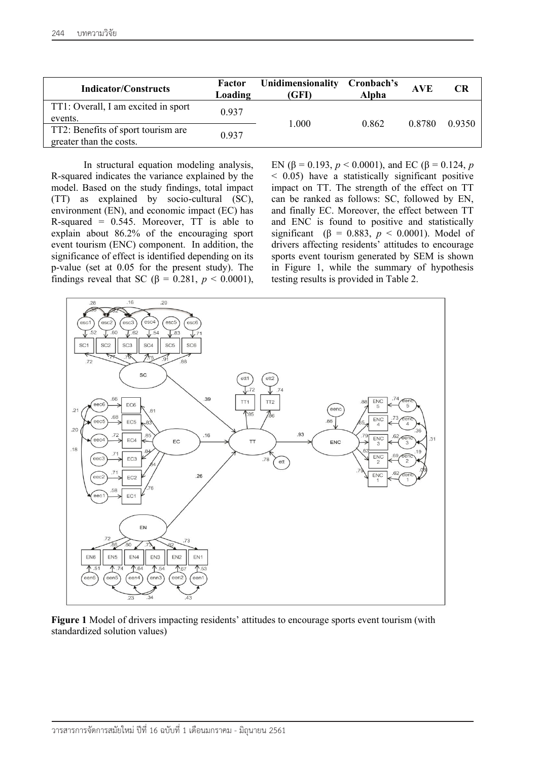| Indicator/Constructs | Factor Loading | Unidimensionality (GFI) | Cronbach's Alpha | AVE | CR |
|---|---|---|---|---|---|
| TT1: Overall, I am excited in sport events. | 0.937 | 1.000 | 0.862 | 0.8780 | 0.9350 |
| TT2: Benefits of sport tourism are greater than the costs. | 0.937 | | | | |

In structural equation modeling analysis, R-squared indicates the variance explained by the model. Based on the study findings, total impact (TT) as explained by socio-cultural (SC), environment (EN), and economic impact (EC) has R-squared = 0.545. Moreover, TT is able to explain about 86.2% of the encouraging sport event tourism (ENC) component. In addition, the significance of effect is identified depending on its p-value (set at 0.05 for the present study). The findings reveal that SC ($\beta$ = 0.281, $p$ < 0.0001), EN ($\beta$ = 0.193, $p$ < 0.0001), and EC ($\beta$ = 0.124, $p$ < 0.05) have a statistically significant positive impact on TT. The strength of the effect on TT can be ranked as follows: SC, followed by EN, and finally EC. Moreover, the effect between TT and ENC is found to positive and statistically significant ($\beta$ = 0.883, $p$ < 0.0001). Model of drivers affecting residents' attitudes to encourage sports event tourism generated by SEM is shown in Figure 1, while the summary of hypothesis testing results is provided in Table 2.

**Figure 1** Model of drivers impacting residents' attitudes to encourage sports event tourism (with standardized solution values)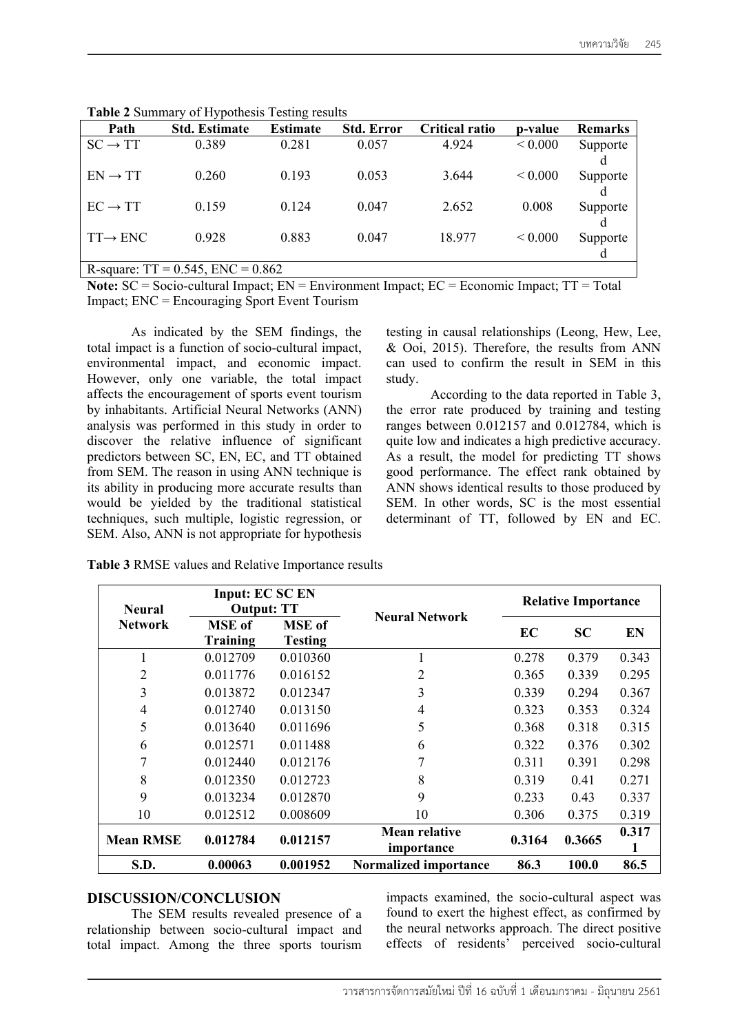**Table 2** Summary of Hypothesis Testing results

| Path | Std. Estimate | Estimate | Std. Error | Critical ratio | p-value | Remarks |
|---|---|---|---|---|---|---|
| SC → TT | 0.389 | 0.281 | 0.057 | 4.924 | < 0.000 | Supported |
| EN → TT | 0.260 | 0.193 | 0.053 | 3.644 | < 0.000 | Supported |
| EC → TT | 0.159 | 0.124 | 0.047 | 2.652 | 0.008 | Supported |
| TT→ ENC | 0.928 | 0.883 | 0.047 | 18.977 | < 0.000 | Supported |
| R-square: TT = 0.545, ENC = 0.862 | | | | | | |

**Note:** SC = Socio-cultural Impact; EN = Environment Impact; EC = Economic Impact; TT = Total Impact; ENC = Encouraging Sport Event Tourism

As indicated by the SEM findings, the total impact is a function of socio-cultural impact, environmental impact, and economic impact. However, only one variable, the total impact affects the encouragement of sports event tourism by inhabitants. Artificial Neural Networks (ANN) analysis was performed in this study in order to discover the relative influence of significant predictors between SC, EN, EC, and TT obtained from SEM. The reason in using ANN technique is its ability in producing more accurate results than would be yielded by the traditional statistical techniques, such multiple, logistic regression, or SEM. Also, ANN is not appropriate for hypothesis testing in causal relationships (Leong, Hew, Lee, & Ooi, 2015). Therefore, the results from ANN can used to confirm the result in SEM in this study.

According to the data reported in Table 3, the error rate produced by training and testing ranges between 0.012157 and 0.012784, which is quite low and indicates a high predictive accuracy. As a result, the model for predicting TT shows good performance. The effect rank obtained by ANN shows identical results to those produced by SEM. In other words, SC is the most essential determinant of TT, followed by EN and EC.

**Table 3** RMSE values and Relative Importance results

| Neural Network | Input: EC SC EN Output: TT | | Neural Network | Relative Importance | | |
|---|---|---|---|---|---|---|
| | MSE of Training | MSE of Testing | | EC | SC | EN |
| 1 | 0.012709 | 0.010360 | 1 | 0.278 | 0.379 | 0.343 |
| 2 | 0.011776 | 0.016152 | 2 | 0.365 | 0.339 | 0.295 |
| 3 | 0.013872 | 0.012347 | 3 | 0.339 | 0.294 | 0.367 |
| 4 | 0.012740 | 0.013150 | 4 | 0.323 | 0.353 | 0.324 |
| 5 | 0.013640 | 0.011696 | 5 | 0.368 | 0.318 | 0.315 |
| 6 | 0.012571 | 0.011488 | 6 | 0.322 | 0.376 | 0.302 |
| 7 | 0.012440 | 0.012176 | 7 | 0.311 | 0.391 | 0.298 |
| 8 | 0.012350 | 0.012723 | 8 | 0.319 | 0.41 | 0.271 |
| 9 | 0.013234 | 0.012870 | 9 | 0.233 | 0.43 | 0.337 |
| 10 | 0.012512 | 0.008609 | 10 | 0.306 | 0.375 | 0.319 |
| **Mean RMSE** | **0.012784** | **0.012157** | **Mean relative importance** | **0.3164** | **0.3665** | **0.3171** |
| **S.D.** | **0.00063** | **0.001952** | **Normalized importance** | **86.3** | **100.0** | **86.5** |

## DISCUSSION/CONCLUSION

The SEM results revealed presence of a relationship between socio-cultural impact and total impact. Among the three sports tourism impacts examined, the socio-cultural aspect was found to exert the highest effect, as confirmed by the neural networks approach. The direct positive effects of residents' perceived socio-cultural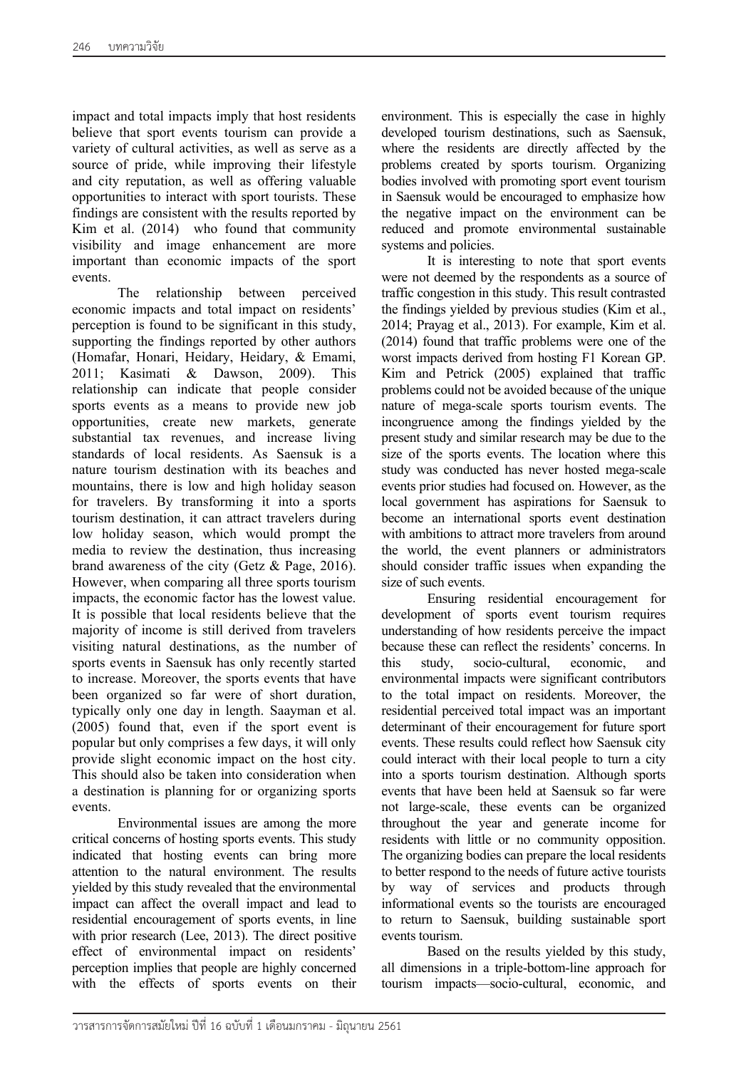impact and total impacts imply that host residents believe that sport events tourism can provide a variety of cultural activities, as well as serve as a source of pride, while improving their lifestyle and city reputation, as well as offering valuable opportunities to interact with sport tourists. These findings are consistent with the results reported by Kim et al. (2014) who found that community visibility and image enhancement are more important than economic impacts of the sport events.

The relationship between perceived economic impacts and total impact on residents' perception is found to be significant in this study, supporting the findings reported by other authors (Homafar, Honari, Heidary, Heidary, & Emami, 2011; Kasimati & Dawson, 2009). This relationship can indicate that people consider sports events as a means to provide new job opportunities, create new markets, generate substantial tax revenues, and increase living standards of local residents. As Saensuk is a nature tourism destination with its beaches and mountains, there is low and high holiday season for travelers. By transforming it into a sports tourism destination, it can attract travelers during low holiday season, which would prompt the media to review the destination, thus increasing brand awareness of the city (Getz & Page, 2016). However, when comparing all three sports tourism impacts, the economic factor has the lowest value. It is possible that local residents believe that the majority of income is still derived from travelers visiting natural destinations, as the number of sports events in Saensuk has only recently started to increase. Moreover, the sports events that have been organized so far were of short duration, typically only one day in length. Saayman et al. (2005) found that, even if the sport event is popular but only comprises a few days, it will only provide slight economic impact on the host city. This should also be taken into consideration when a destination is planning for or organizing sports events.

Environmental issues are among the more critical concerns of hosting sports events. This study indicated that hosting events can bring more attention to the natural environment. The results yielded by this study revealed that the environmental impact can affect the overall impact and lead to residential encouragement of sports events, in line with prior research (Lee, 2013). The direct positive effect of environmental impact on residents' perception implies that people are highly concerned with the effects of sports events on their environment. This is especially the case in highly developed tourism destinations, such as Saensuk, where the residents are directly affected by the problems created by sports tourism. Organizing bodies involved with promoting sport event tourism in Saensuk would be encouraged to emphasize how the negative impact on the environment can be reduced and promote environmental sustainable systems and policies.

It is interesting to note that sport events were not deemed by the respondents as a source of traffic congestion in this study. This result contrasted the findings yielded by previous studies (Kim et al., 2014; Prayag et al., 2013). For example, Kim et al. (2014) found that traffic problems were one of the worst impacts derived from hosting F1 Korean GP. Kim and Petrick (2005) explained that traffic problems could not be avoided because of the unique nature of mega-scale sports tourism events. The incongruence among the findings yielded by the present study and similar research may be due to the size of the sports events. The location where this study was conducted has never hosted mega-scale events prior studies had focused on. However, as the local government has aspirations for Saensuk to become an international sports event destination with ambitions to attract more travelers from around the world, the event planners or administrators should consider traffic issues when expanding the size of such events.

Ensuring residential encouragement for development of sports event tourism requires understanding of how residents perceive the impact because these can reflect the residents' concerns. In this study, socio-cultural, economic, and environmental impacts were significant contributors to the total impact on residents. Moreover, the residential perceived total impact was an important determinant of their encouragement for future sport events. These results could reflect how Saensuk city could interact with their local people to turn a city into a sports tourism destination. Although sports events that have been held at Saensuk so far were not large-scale, these events can be organized throughout the year and generate income for residents with little or no community opposition. The organizing bodies can prepare the local residents to better respond to the needs of future active tourists by way of services and products through informational events so the tourists are encouraged to return to Saensuk, building sustainable sport events tourism.

Based on the results yielded by this study, all dimensions in a triple-bottom-line approach for tourism impacts—socio-cultural, economic, and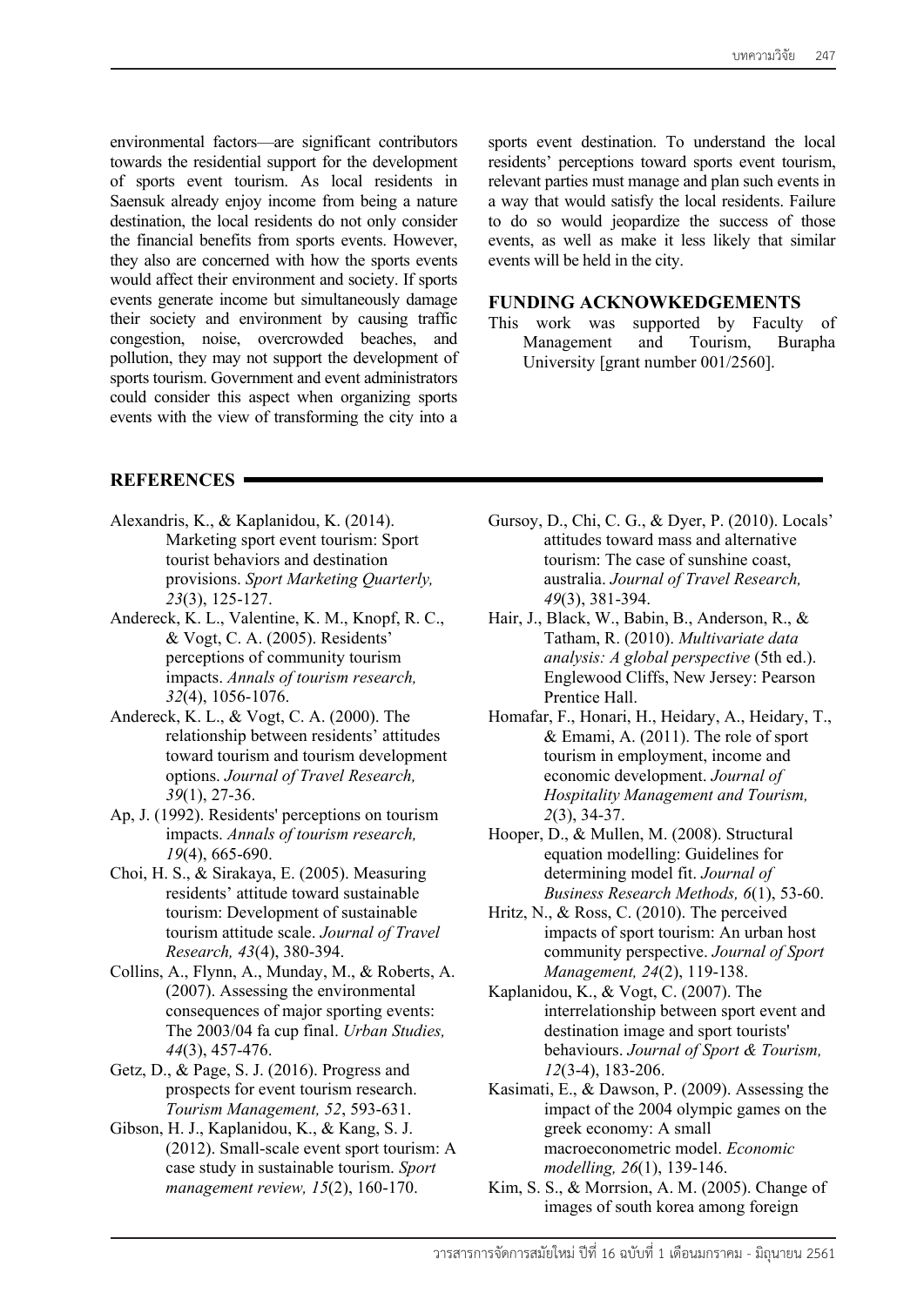environmental factors—are significant contributors towards the residential support for the development of sports event tourism. As local residents in Saensuk already enjoy income from being a nature destination, the local residents do not only consider the financial benefits from sports events. However, they also are concerned with how the sports events would affect their environment and society. If sports events generate income but simultaneously damage their society and environment by causing traffic congestion, noise, overcrowded beaches, and pollution, they may not support the development of sports tourism. Government and event administrators could consider this aspect when organizing sports events with the view of transforming the city into a sports event destination. To understand the local residents' perceptions toward sports event tourism, relevant parties must manage and plan such events in a way that would satisfy the local residents. Failure to do so would jeopardize the success of those events, as well as make it less likely that similar events will be held in the city.

## FUNDING ACKNOWKEDGEMENTS

This work was supported by Faculty of Management and Tourism, Burapha University [grant number 001/2560].

## REFERENCES

Alexandris, K., & Kaplanidou, K. (2014). Marketing sport event tourism: Sport tourist behaviors and destination provisions. *Sport Marketing Quarterly, 23*(3), 125-127.

Andereck, K. L., Valentine, K. M., Knopf, R. C., & Vogt, C. A. (2005). Residents' perceptions of community tourism impacts. *Annals of tourism research, 32*(4), 1056-1076.

Andereck, K. L., & Vogt, C. A. (2000). The relationship between residents' attitudes toward tourism and tourism development options. *Journal of Travel Research, 39*(1), 27-36.

Ap, J. (1992). Residents' perceptions on tourism impacts. *Annals of tourism research, 19*(4), 665-690.

Choi, H. S., & Sirakaya, E. (2005). Measuring residents' attitude toward sustainable tourism: Development of sustainable tourism attitude scale. *Journal of Travel Research, 43*(4), 380-394.

Collins, A., Flynn, A., Munday, M., & Roberts, A. (2007). Assessing the environmental consequences of major sporting events: The 2003/04 fa cup final. *Urban Studies, 44*(3), 457-476.

Getz, D., & Page, S. J. (2016). Progress and prospects for event tourism research. *Tourism Management, 52*, 593-631.

Gibson, H. J., Kaplanidou, K., & Kang, S. J. (2012). Small-scale event sport tourism: A case study in sustainable tourism. *Sport management review, 15*(2), 160-170.

Gursoy, D., Chi, C. G., & Dyer, P. (2010). Locals' attitudes toward mass and alternative tourism: The case of sunshine coast, australia. *Journal of Travel Research, 49*(3), 381-394.

Hair, J., Black, W., Babin, B., Anderson, R., & Tatham, R. (2010). *Multivariate data analysis: A global perspective* (5th ed.). Englewood Cliffs, New Jersey: Pearson Prentice Hall.

Homafar, F., Honari, H., Heidary, A., Heidary, T., & Emami, A. (2011). The role of sport tourism in employment, income and economic development. *Journal of Hospitality Management and Tourism, 2*(3), 34-37.

Hooper, D., & Mullen, M. (2008). Structural equation modelling: Guidelines for determining model fit. *Journal of Business Research Methods, 6*(1), 53-60.

Hritz, N., & Ross, C. (2010). The perceived impacts of sport tourism: An urban host community perspective. *Journal of Sport Management, 24*(2), 119-138.

Kaplanidou, K., & Vogt, C. (2007). The interrelationship between sport event and destination image and sport tourists' behaviours. *Journal of Sport & Tourism, 12*(3-4), 183-206.

Kasimati, E., & Dawson, P. (2009). Assessing the impact of the 2004 olympic games on the greek economy: A small macroeconometric model. *Economic modelling, 26*(1), 139-146.

Kim, S. S., & Morrsion, A. M. (2005). Change of images of south korea among foreign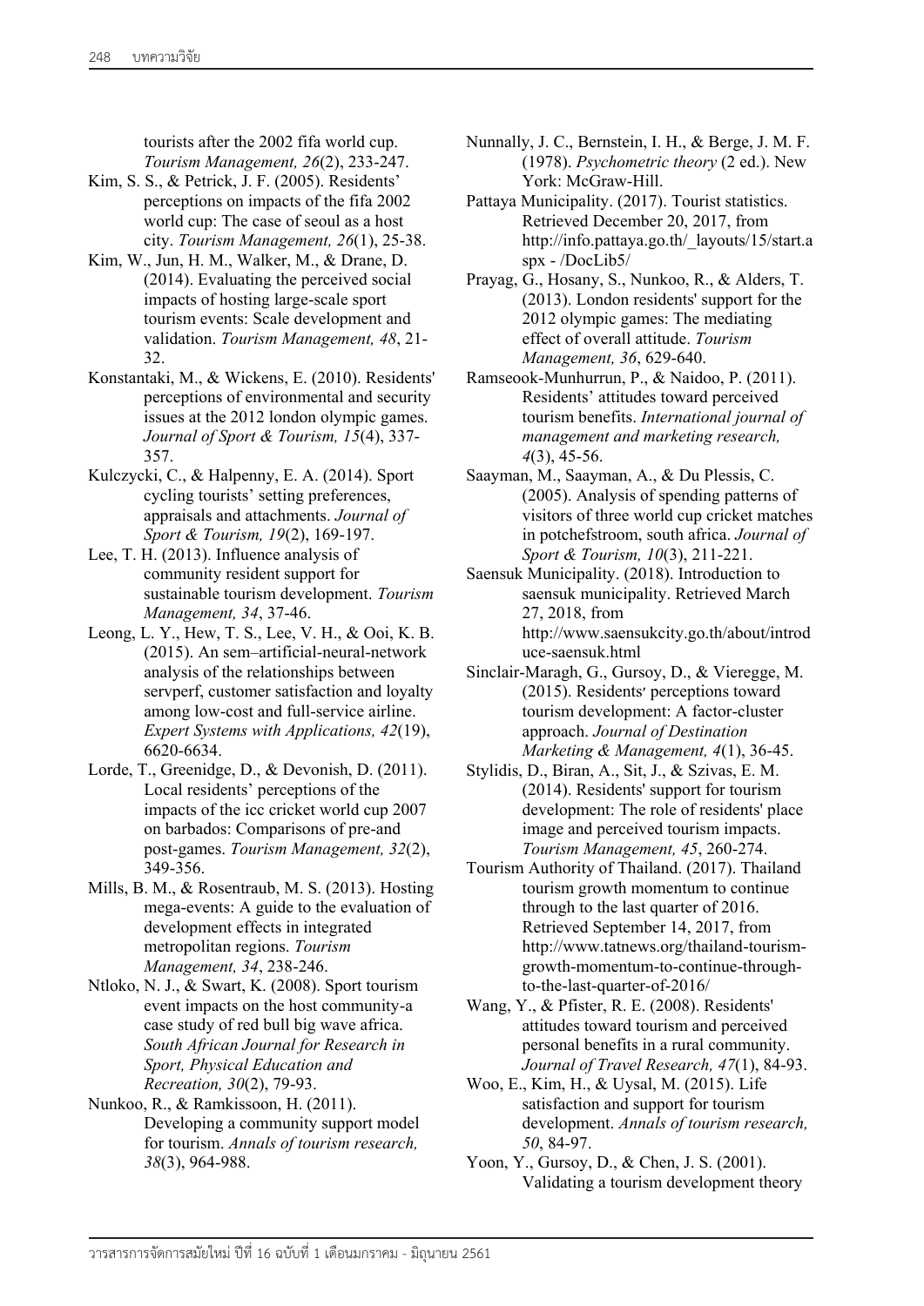tourists after the 2002 fifa world cup. *Tourism Management, 26*(2), 233-247.

Kim, S. S., & Petrick, J. F. (2005). Residents' perceptions on impacts of the fifa 2002 world cup: The case of seoul as a host city. *Tourism Management, 26*(1), 25-38.

Kim, W., Jun, H. M., Walker, M., & Drane, D. (2014). Evaluating the perceived social impacts of hosting large-scale sport tourism events: Scale development and validation. *Tourism Management, 48*, 21-32.

Konstantaki, M., & Wickens, E. (2010). Residents' perceptions of environmental and security issues at the 2012 london olympic games. *Journal of Sport & Tourism, 15*(4), 337-357.

Kulczycki, C., & Halpenny, E. A. (2014). Sport cycling tourists' setting preferences, appraisals and attachments. *Journal of Sport & Tourism, 19*(2), 169-197.

Lee, T. H. (2013). Influence analysis of community resident support for sustainable tourism development. *Tourism Management, 34*, 37-46.

Leong, L. Y., Hew, T. S., Lee, V. H., & Ooi, K. B. (2015). An sem–artificial-neural-network analysis of the relationships between servperf, customer satisfaction and loyalty among low-cost and full-service airline. *Expert Systems with Applications, 42*(19), 6620-6634.

Lorde, T., Greenidge, D., & Devonish, D. (2011). Local residents' perceptions of the impacts of the icc cricket world cup 2007 on barbados: Comparisons of pre-and post-games. *Tourism Management, 32*(2), 349-356.

Mills, B. M., & Rosentraub, M. S. (2013). Hosting mega-events: A guide to the evaluation of development effects in integrated metropolitan regions. *Tourism Management, 34*, 238-246.

Ntloko, N. J., & Swart, K. (2008). Sport tourism event impacts on the host community-a case study of red bull big wave africa. *South African Journal for Research in Sport, Physical Education and Recreation, 30*(2), 79-93.

Nunkoo, R., & Ramkissoon, H. (2011). Developing a community support model for tourism. *Annals of tourism research, 38*(3), 964-988.

Nunnally, J. C., Bernstein, I. H., & Berge, J. M. F. (1978). *Psychometric theory* (2 ed.). New York: McGraw-Hill.

Pattaya Municipality. (2017). Tourist statistics. Retrieved December 20, 2017, from http://info.pattaya.go.th/_layouts/15/start.aspx - /DocLib5/

Prayag, G., Hosany, S., Nunkoo, R., & Alders, T. (2013). London residents' support for the 2012 olympic games: The mediating effect of overall attitude. *Tourism Management, 36*, 629-640.

Ramseook-Munhurrun, P., & Naidoo, P. (2011). Residents' attitudes toward perceived tourism benefits. *International journal of management and marketing research, 4*(3), 45-56.

Saayman, M., Saayman, A., & Du Plessis, C. (2005). Analysis of spending patterns of visitors of three world cup cricket matches in potchefstroom, south africa. *Journal of Sport & Tourism, 10*(3), 211-221.

Saensuk Municipality. (2018). Introduction to saensuk municipality. Retrieved March 27, 2018, from http://www.saensukcity.go.th/about/introduce-saensuk.html

Sinclair-Maragh, G., Gursoy, D., & Vieregge, M. (2015). Residents′ perceptions toward tourism development: A factor-cluster approach. *Journal of Destination Marketing & Management, 4*(1), 36-45.

Stylidis, D., Biran, A., Sit, J., & Szivas, E. M. (2014). Residents' support for tourism development: The role of residents' place image and perceived tourism impacts. *Tourism Management, 45*, 260-274.

Tourism Authority of Thailand. (2017). Thailand tourism growth momentum to continue through to the last quarter of 2016. Retrieved September 14, 2017, from http://www.tatnews.org/thailand-tourism-growth-momentum-to-continue-through-to-the-last-quarter-of-2016/

Wang, Y., & Pfister, R. E. (2008). Residents' attitudes toward tourism and perceived personal benefits in a rural community. *Journal of Travel Research, 47*(1), 84-93.

Woo, E., Kim, H., & Uysal, M. (2015). Life satisfaction and support for tourism development. *Annals of tourism research, 50*, 84-97.

Yoon, Y., Gursoy, D., & Chen, J. S. (2001). Validating a tourism development theory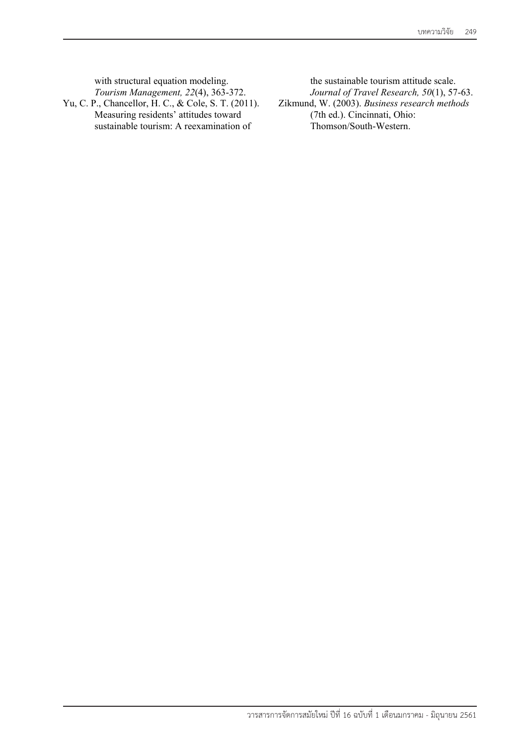with structural equation modeling. *Tourism Management, 22*(4), 363-372.

Yu, C. P., Chancellor, H. C., & Cole, S. T. (2011). Measuring residents' attitudes toward sustainable tourism: A reexamination of the sustainable tourism attitude scale. *Journal of Travel Research, 50*(1), 57-63.

Zikmund, W. (2003). *Business research methods* (7th ed.). Cincinnati, Ohio: Thomson/South-Western.